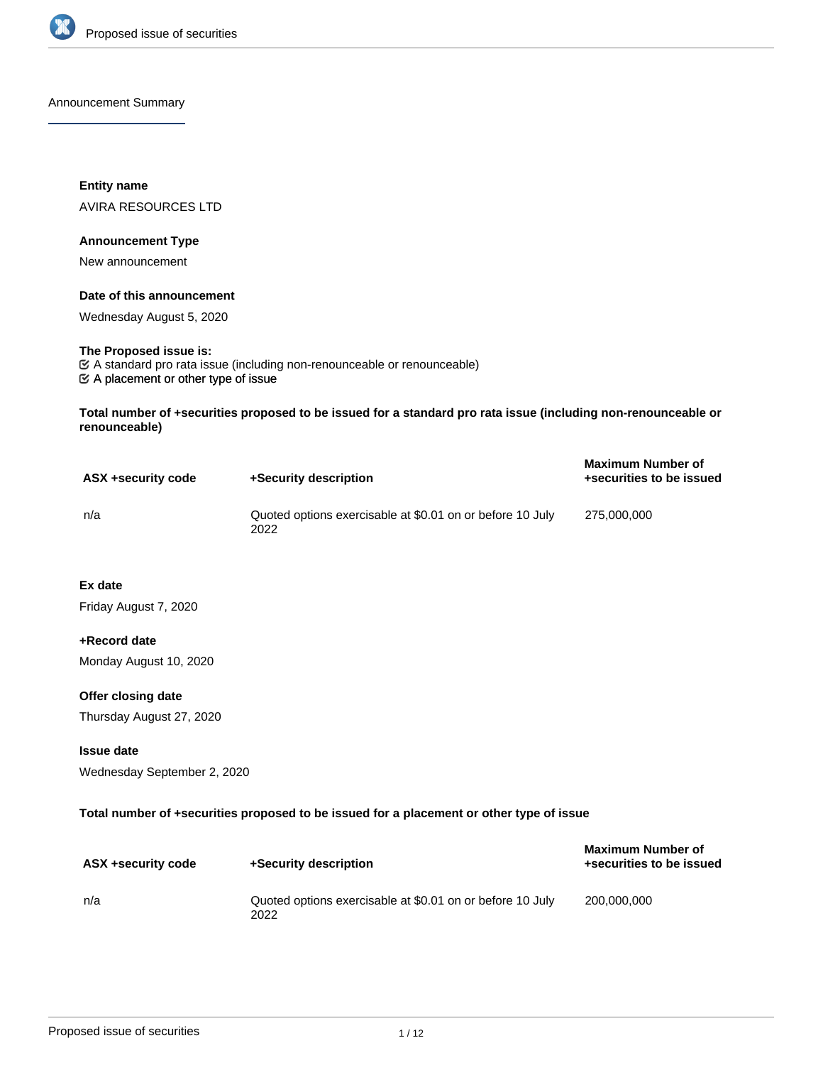## Announcement Summary

**Entity name**

AVIRA RESOURCES LTD

**Announcement Type**

New announcement

**Date of this announcement**

Wednesday August 5, 2020

**The Proposed issue is:**

- ☑ A standard pro rata issue (including non-renounceable or renounceable)
- ☑ A placement or other type of issue

**Total number of +securities proposed to be issued for a standard pro rata issue (including non-renounceable or renounceable)**

| ASX +security code | +Security description | Maximum Number of +securities to be issued |
| --- | --- | --- |
| n/a | Quoted options exercisable at $0.01 on or before 10 July 2022 | 275,000,000 |

**Ex date**

Friday August 7, 2020

**+Record date**

Monday August 10, 2020

**Offer closing date**

Thursday August 27, 2020

**Issue date**

Wednesday September 2, 2020

**Total number of +securities proposed to be issued for a placement or other type of issue**

| ASX +security code | +Security description | Maximum Number of +securities to be issued |
| --- | --- | --- |
| n/a | Quoted options exercisable at $0.01 on or before 10 July 2022 | 200,000,000 |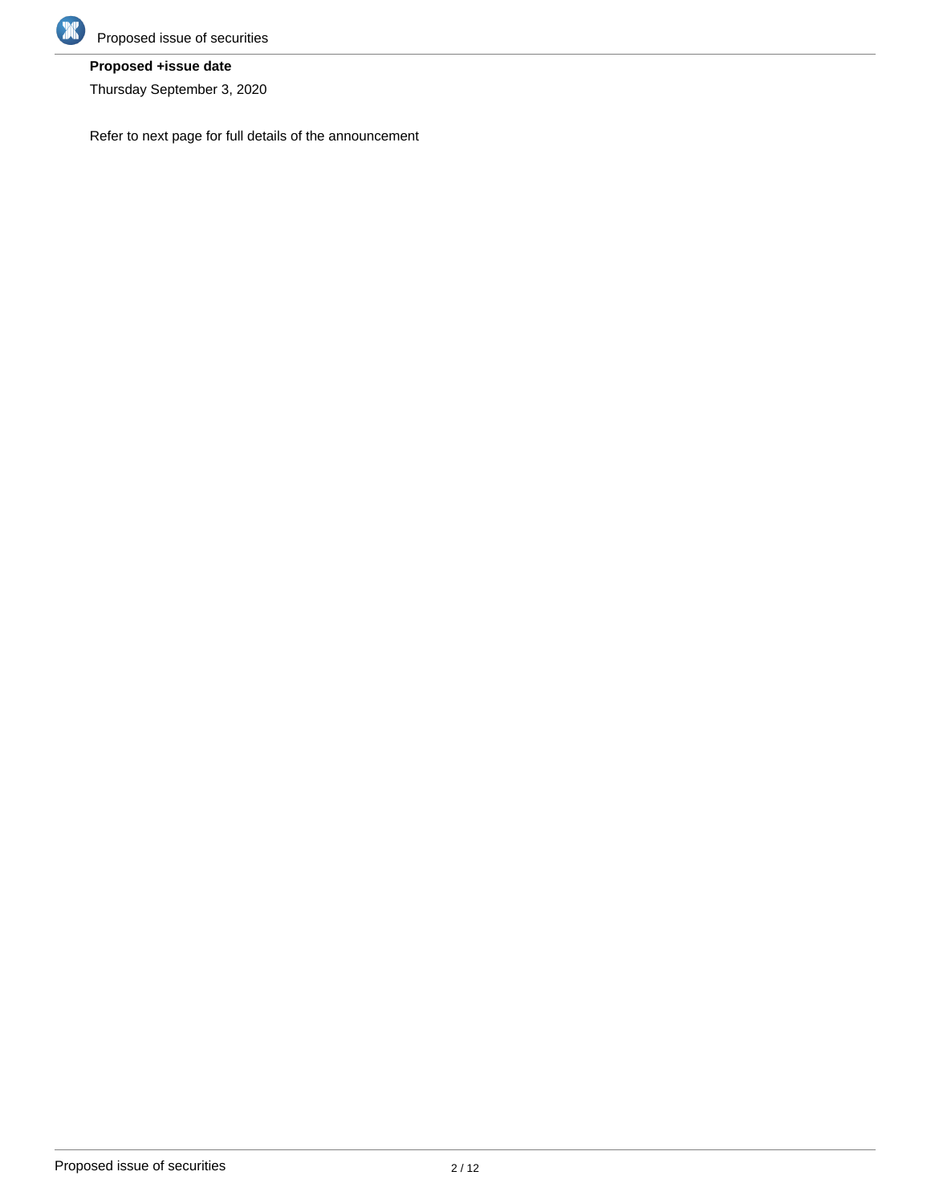**Proposed +issue date**

Thursday September 3, 2020

Refer to next page for full details of the announcement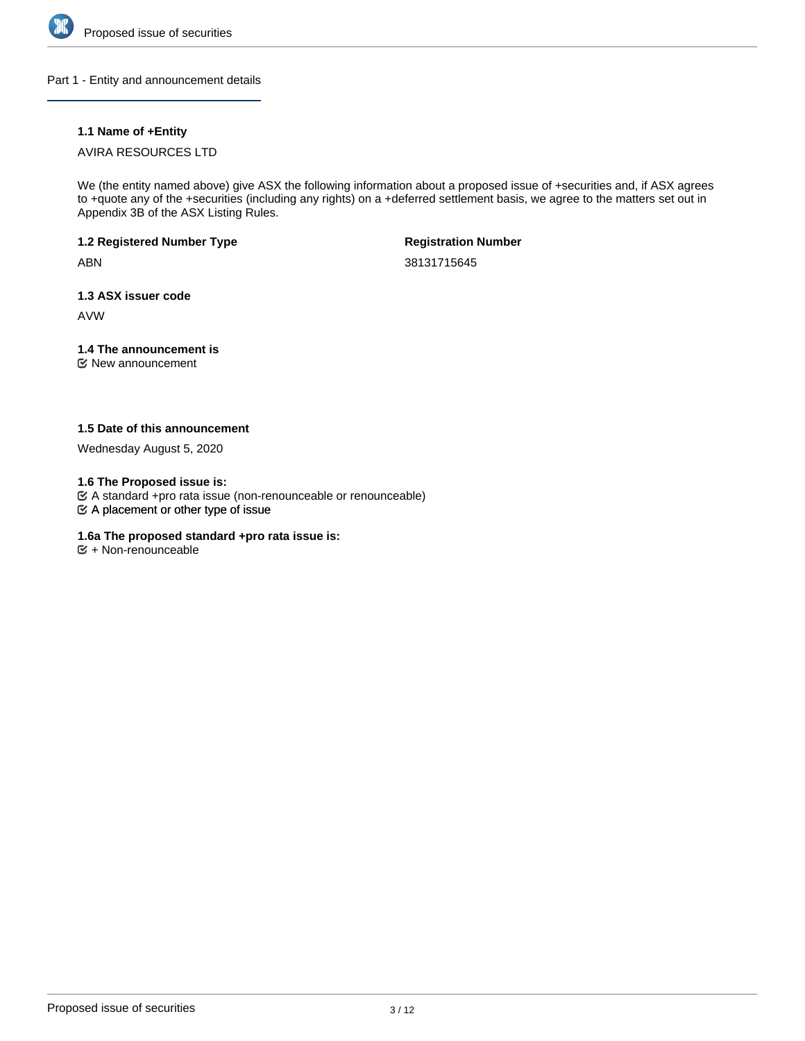## Part 1 - Entity and announcement details

**1.1 Name of +Entity**

AVIRA RESOURCES LTD

We (the entity named above) give ASX the following information about a proposed issue of +securities and, if ASX agrees to +quote any of the +securities (including any rights) on a +deferred settlement basis, we agree to the matters set out in Appendix 3B of the ASX Listing Rules.

**1.2 Registered Number Type**

ABN

**Registration Number**

38131715645

**1.3 ASX issuer code**

AVW

**1.4 The announcement is**

☑ New announcement

**1.5 Date of this announcement**

Wednesday August 5, 2020

**1.6 The Proposed issue is:**

☑ A standard +pro rata issue (non-renounceable or renounceable)

☑ A placement or other type of issue

**1.6a The proposed standard +pro rata issue is:**

☑ + Non-renounceable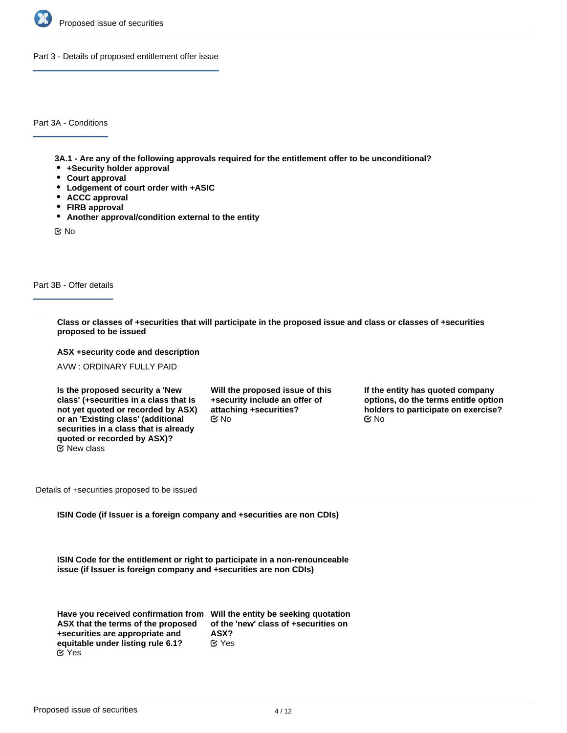## Part 3 - Details of proposed entitlement offer issue

### Part 3A - Conditions

**3A.1 - Are any of the following approvals required for the entitlement offer to be unconditional?**

- **+Security holder approval**
- **Court approval**
- **Lodgement of court order with +ASIC**
- **ACCC approval**
- **FIRB approval**
- **Another approval/condition external to the entity**

No

### Part 3B - Offer details

**Class or classes of +securities that will participate in the proposed issue and class or classes of +securities proposed to be issued**

**ASX +security code and description**

AVW : ORDINARY FULLY PAID

**Is the proposed security a 'New class' (+securities in a class that is not yet quoted or recorded by ASX) or an 'Existing class' (additional securities in a class that is already quoted or recorded by ASX)?**
New class

**Will the proposed issue of this +security include an offer of attaching +securities?**
No

**If the entity has quoted company options, do the terms entitle option holders to participate on exercise?**
No

Details of +securities proposed to be issued

**ISIN Code (if Issuer is a foreign company and +securities are non CDIs)**

**ISIN Code for the entitlement or right to participate in a non-renounceable issue (if Issuer is foreign company and +securities are non CDIs)**

**Have you received confirmation from ASX that the terms of the proposed +securities are appropriate and equitable under listing rule 6.1?**
Yes

**Will the entity be seeking quotation of the 'new' class of +securities on ASX?**
Yes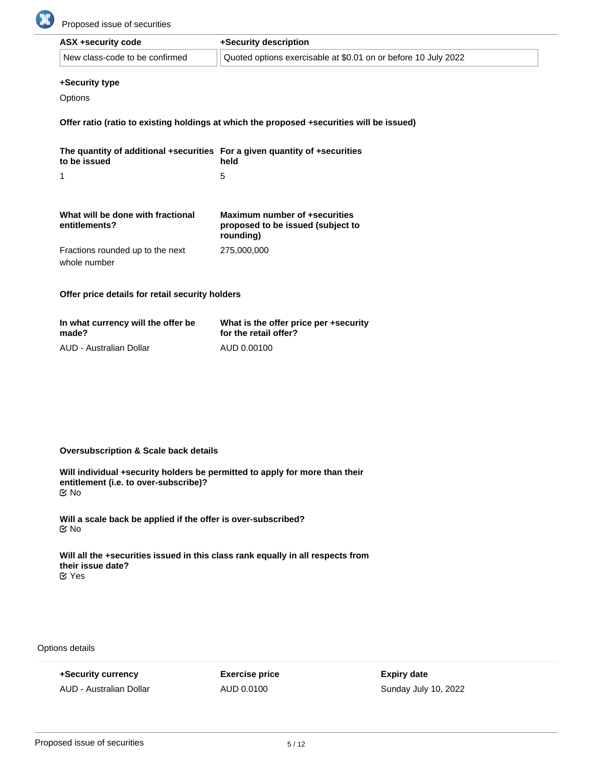| ASX +security code | +Security description |
|---|---|
| New class-code to be confirmed | Quoted options exercisable at $0.01 on or before 10 July 2022 |

**+Security type**

Options

**Offer ratio (ratio to existing holdings at which the proposed +securities will be issued)**

| The quantity of additional +securities to be issued | For a given quantity of +securities held |
|---|---|
| 1 | 5 |

| What will be done with fractional entitlements? | Maximum number of +securities proposed to be issued (subject to rounding) |
|---|---|
| Fractions rounded up to the next whole number | 275,000,000 |

**Offer price details for retail security holders**

| In what currency will the offer be made? | What is the offer price per +security for the retail offer? |
|---|---|
| AUD - Australian Dollar | AUD 0.00100 |

**Oversubscription & Scale back details**

**Will individual +security holders be permitted to apply for more than their entitlement (i.e. to over-subscribe)?**
☑ No

**Will a scale back be applied if the offer is over-subscribed?**
☑ No

**Will all the +securities issued in this class rank equally in all respects from their issue date?**
☑ Yes

Options details

| +Security currency | Exercise price | Expiry date |
|---|---|---|
| AUD - Australian Dollar | AUD 0.0100 | Sunday July 10, 2022 |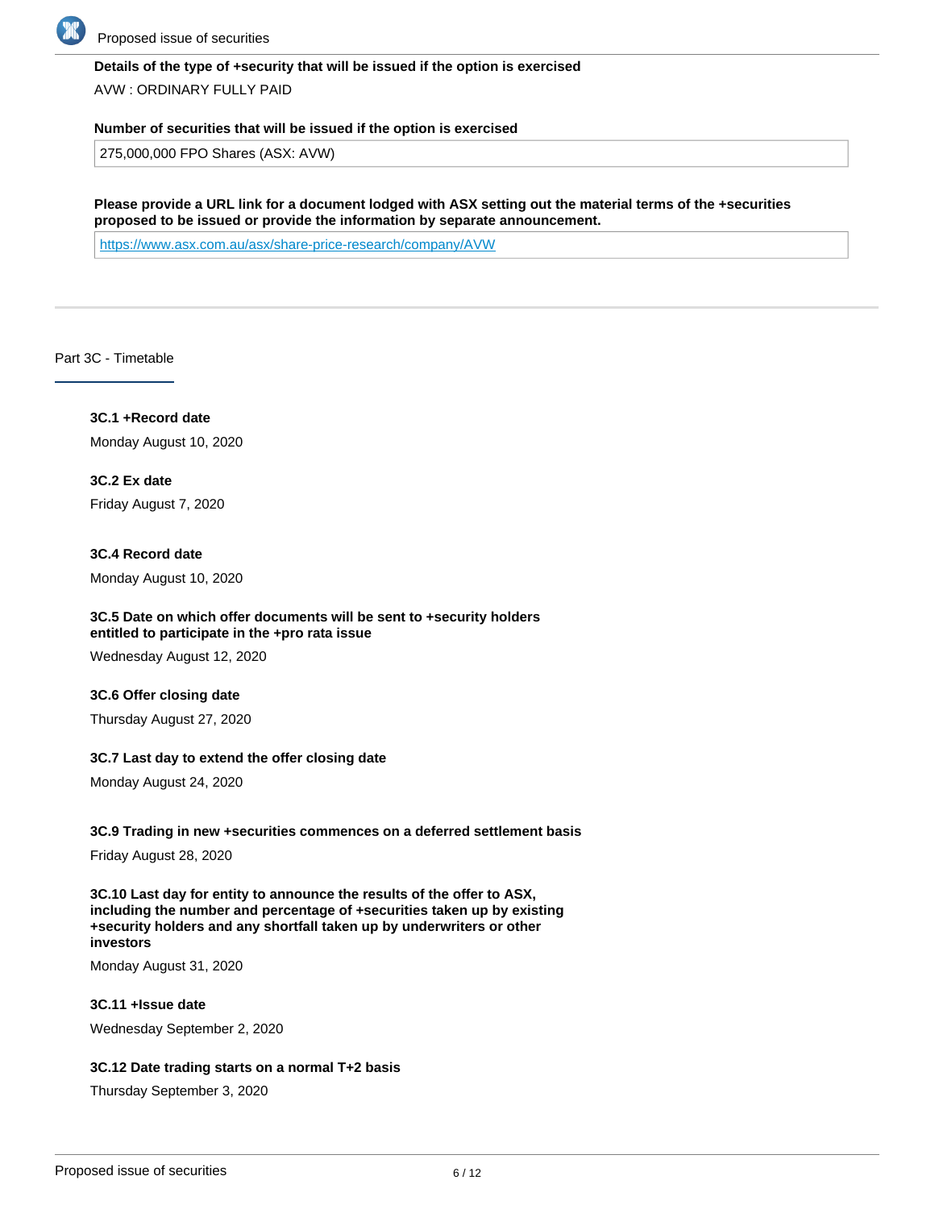**Details of the type of +security that will be issued if the option is exercised**

AVW : ORDINARY FULLY PAID

**Number of securities that will be issued if the option is exercised**

275,000,000 FPO Shares (ASX: AVW)

**Please provide a URL link for a document lodged with ASX setting out the material terms of the +securities proposed to be issued or provide the information by separate announcement.**

https://www.asx.com.au/asx/share-price-research/company/AVW

## Part 3C - Timetable

**3C.1 +Record date**

Monday August 10, 2020

**3C.2 Ex date**

Friday August 7, 2020

**3C.4 Record date**

Monday August 10, 2020

**3C.5 Date on which offer documents will be sent to +security holders entitled to participate in the +pro rata issue**

Wednesday August 12, 2020

**3C.6 Offer closing date**

Thursday August 27, 2020

**3C.7 Last day to extend the offer closing date**

Monday August 24, 2020

**3C.9 Trading in new +securities commences on a deferred settlement basis**

Friday August 28, 2020

**3C.10 Last day for entity to announce the results of the offer to ASX, including the number and percentage of +securities taken up by existing +security holders and any shortfall taken up by underwriters or other investors**

Monday August 31, 2020

**3C.11 +Issue date**

Wednesday September 2, 2020

**3C.12 Date trading starts on a normal T+2 basis**

Thursday September 3, 2020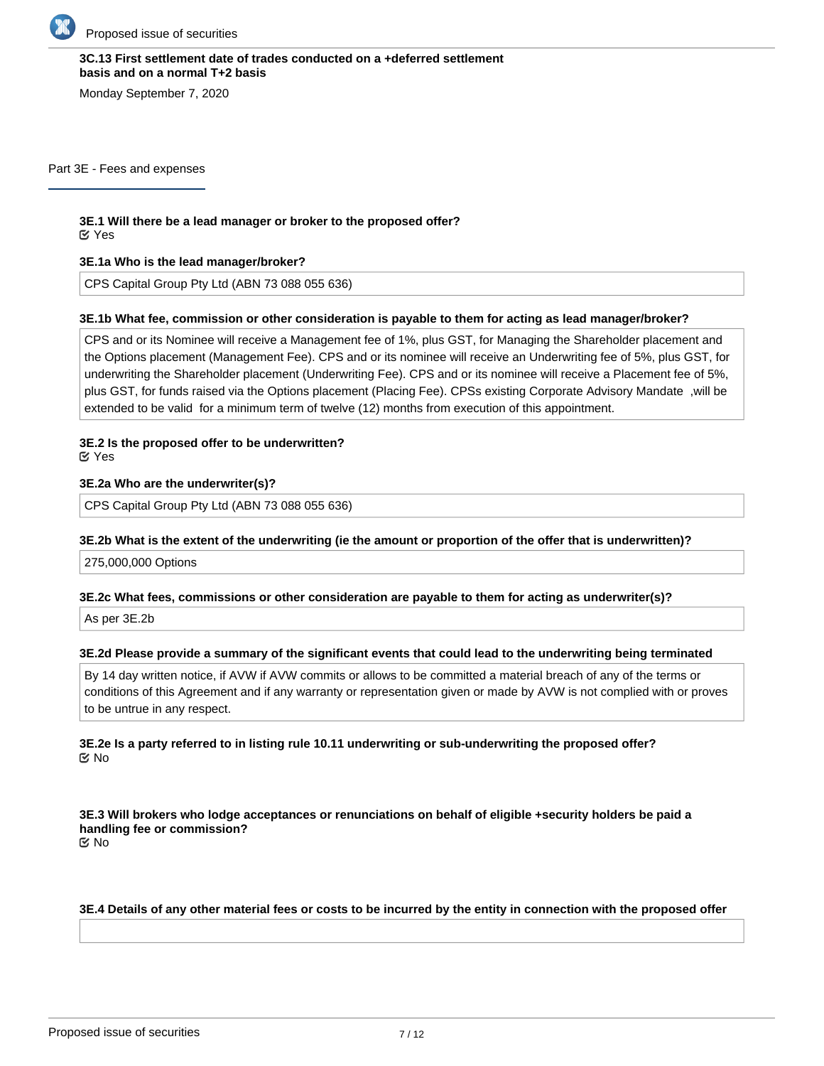**3C.13 First settlement date of trades conducted on a +deferred settlement basis and on a normal T+2 basis**

Monday September 7, 2020

## Part 3E - Fees and expenses

**3E.1 Will there be a lead manager or broker to the proposed offer?**

☑ Yes

**3E.1a Who is the lead manager/broker?**

CPS Capital Group Pty Ltd (ABN 73 088 055 636)

**3E.1b What fee, commission or other consideration is payable to them for acting as lead manager/broker?**

CPS and or its Nominee will receive a Management fee of 1%, plus GST, for Managing the Shareholder placement and the Options placement (Management Fee). CPS and or its nominee will receive an Underwriting fee of 5%, plus GST, for underwriting the Shareholder placement (Underwriting Fee). CPS and or its nominee will receive a Placement fee of 5%, plus GST, for funds raised via the Options placement (Placing Fee). CPSs existing Corporate Advisory Mandate ,will be extended to be valid for a minimum term of twelve (12) months from execution of this appointment.

**3E.2 Is the proposed offer to be underwritten?**

☑ Yes

**3E.2a Who are the underwriter(s)?**

CPS Capital Group Pty Ltd (ABN 73 088 055 636)

**3E.2b What is the extent of the underwriting (ie the amount or proportion of the offer that is underwritten)?**

275,000,000 Options

**3E.2c What fees, commissions or other consideration are payable to them for acting as underwriter(s)?**

As per 3E.2b

**3E.2d Please provide a summary of the significant events that could lead to the underwriting being terminated**

By 14 day written notice, if AVW if AVW commits or allows to be committed a material breach of any of the terms or conditions of this Agreement and if any warranty or representation given or made by AVW is not complied with or proves to be untrue in any respect.

**3E.2e Is a party referred to in listing rule 10.11 underwriting or sub-underwriting the proposed offer?**

☑ No

**3E.3 Will brokers who lodge acceptances or renunciations on behalf of eligible +security holders be paid a handling fee or commission?**

☑ No

**3E.4 Details of any other material fees or costs to be incurred by the entity in connection with the proposed offer**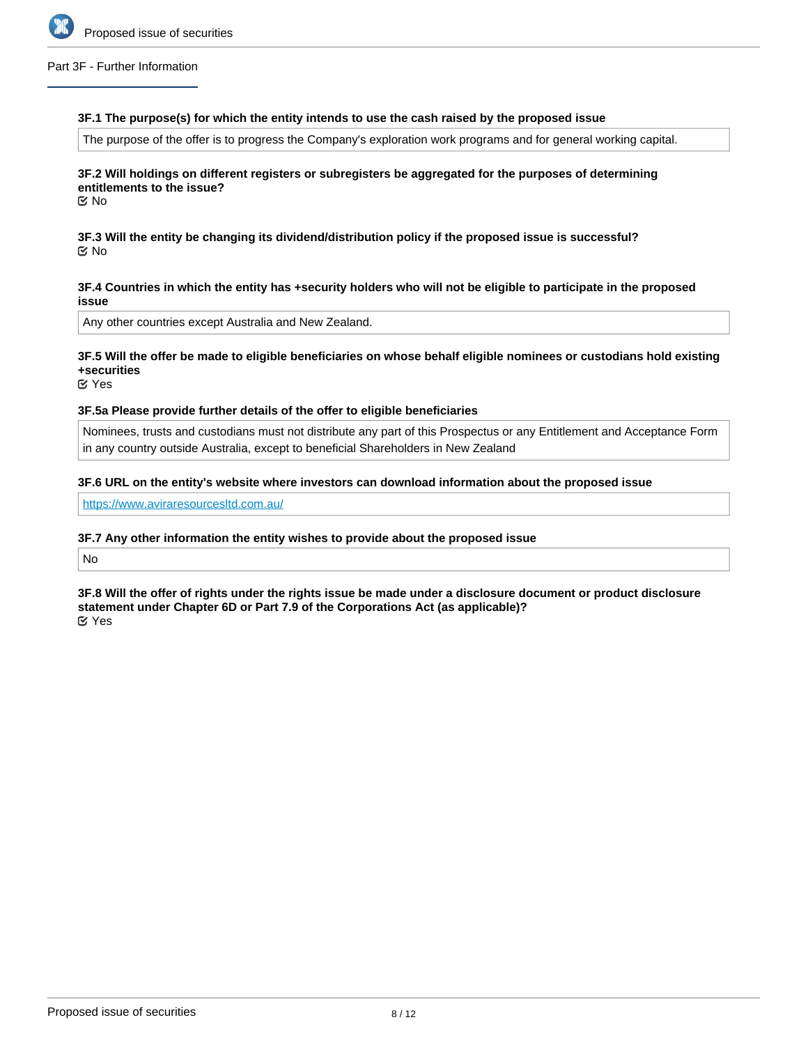Part 3F - Further Information

**3F.1 The purpose(s) for which the entity intends to use the cash raised by the proposed issue**

The purpose of the offer is to progress the Company's exploration work programs and for general working capital.

**3F.2 Will holdings on different registers or subregisters be aggregated for the purposes of determining entitlements to the issue?**

No

**3F.3 Will the entity be changing its dividend/distribution policy if the proposed issue is successful?**

No

**3F.4 Countries in which the entity has +security holders who will not be eligible to participate in the proposed issue**

Any other countries except Australia and New Zealand.

**3F.5 Will the offer be made to eligible beneficiaries on whose behalf eligible nominees or custodians hold existing +securities**

Yes

**3F.5a Please provide further details of the offer to eligible beneficiaries**

Nominees, trusts and custodians must not distribute any part of this Prospectus or any Entitlement and Acceptance Form in any country outside Australia, except to beneficial Shareholders in New Zealand

**3F.6 URL on the entity's website where investors can download information about the proposed issue**

https://www.aviraresourcesltd.com.au/

**3F.7 Any other information the entity wishes to provide about the proposed issue**

No

**3F.8 Will the offer of rights under the rights issue be made under a disclosure document or product disclosure statement under Chapter 6D or Part 7.9 of the Corporations Act (as applicable)?**

Yes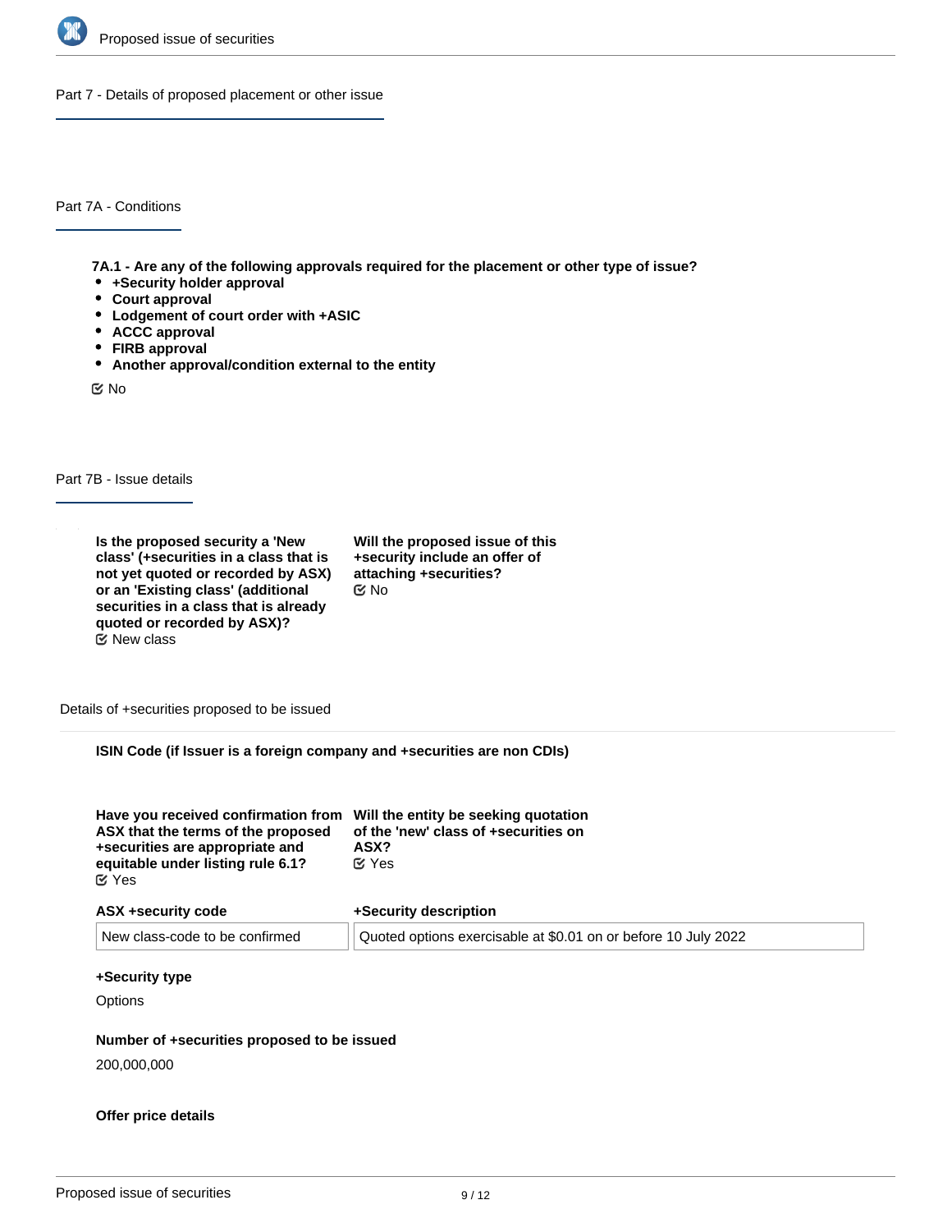## Part 7 - Details of proposed placement or other issue

### Part 7A - Conditions

**7A.1 - Are any of the following approvals required for the placement or other type of issue?**

- **+Security holder approval**
- **Court approval**
- **Lodgement of court order with +ASIC**
- **ACCC approval**
- **FIRB approval**
- **Another approval/condition external to the entity**

☑ No

### Part 7B - Issue details

**Is the proposed security a 'New class' (+securities in a class that is not yet quoted or recorded by ASX) or an 'Existing class' (additional securities in a class that is already quoted or recorded by ASX)?**
☑ New class

**Will the proposed issue of this +security include an offer of attaching +securities?**
☑ No

#### Details of +securities proposed to be issued

**ISIN Code (if Issuer is a foreign company and +securities are non CDIs)**

**Have you received confirmation from ASX that the terms of the proposed +securities are appropriate and equitable under listing rule 6.1?**
☑ Yes

**Will the entity be seeking quotation of the 'new' class of +securities on ASX?**
☑ Yes

| ASX +security code | +Security description |
| --- | --- |
| New class-code to be confirmed | Quoted options exercisable at $0.01 on or before 10 July 2022 |

**+Security type**

Options

**Number of +securities proposed to be issued**

200,000,000

**Offer price details**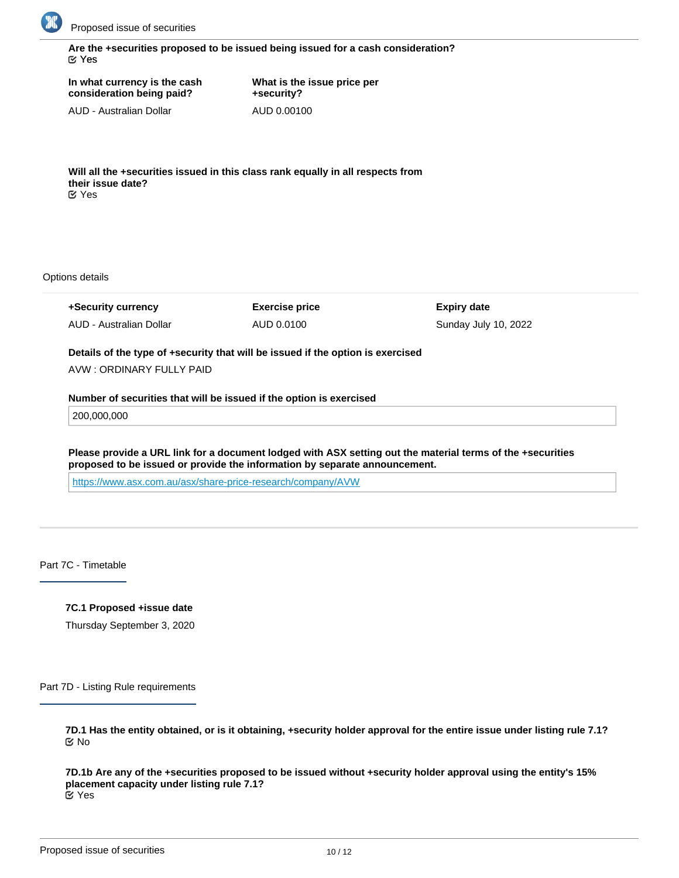**Are the +securities proposed to be issued being issued for a cash consideration?**
☑ Yes

| In what currency is the cash consideration being paid? | What is the issue price per +security? |
|---|---|
| AUD - Australian Dollar | AUD 0.00100 |

**Will all the +securities issued in this class rank equally in all respects from their issue date?**
☑ Yes

Options details

| +Security currency | Exercise price | Expiry date |
|---|---|---|
| AUD - Australian Dollar | AUD 0.0100 | Sunday July 10, 2022 |

**Details of the type of +security that will be issued if the option is exercised**

AVW : ORDINARY FULLY PAID

**Number of securities that will be issued if the option is exercised**

200,000,000

**Please provide a URL link for a document lodged with ASX setting out the material terms of the +securities proposed to be issued or provide the information by separate announcement.**

https://www.asx.com.au/asx/share-price-research/company/AVW

## Part 7C - Timetable

**7C.1 Proposed +issue date**

Thursday September 3, 2020

## Part 7D - Listing Rule requirements

**7D.1 Has the entity obtained, or is it obtaining, +security holder approval for the entire issue under listing rule 7.1?**
☑ No

**7D.1b Are any of the +securities proposed to be issued without +security holder approval using the entity's 15% placement capacity under listing rule 7.1?**
☑ Yes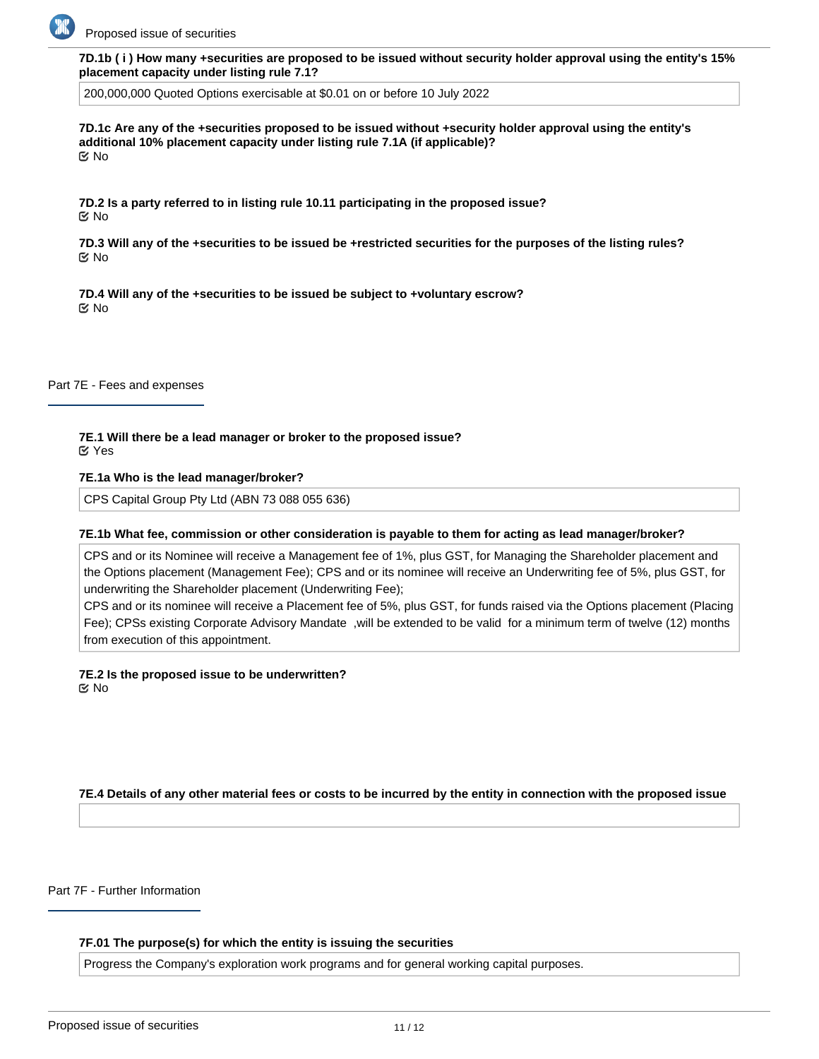**7D.1b ( i ) How many +securities are proposed to be issued without security holder approval using the entity's 15% placement capacity under listing rule 7.1?**

200,000,000 Quoted Options exercisable at $0.01 on or before 10 July 2022

**7D.1c Are any of the +securities proposed to be issued without +security holder approval using the entity's additional 10% placement capacity under listing rule 7.1A (if applicable)?**

No

**7D.2 Is a party referred to in listing rule 10.11 participating in the proposed issue?**

No

**7D.3 Will any of the +securities to be issued be +restricted securities for the purposes of the listing rules?**

No

**7D.4 Will any of the +securities to be issued be subject to +voluntary escrow?**

No

## Part 7E - Fees and expenses

**7E.1 Will there be a lead manager or broker to the proposed issue?**

Yes

**7E.1a Who is the lead manager/broker?**

CPS Capital Group Pty Ltd (ABN 73 088 055 636)

**7E.1b What fee, commission or other consideration is payable to them for acting as lead manager/broker?**

CPS and or its Nominee will receive a Management fee of 1%, plus GST, for Managing the Shareholder placement and the Options placement (Management Fee); CPS and or its nominee will receive an Underwriting fee of 5%, plus GST, for underwriting the Shareholder placement (Underwriting Fee);
CPS and or its nominee will receive a Placement fee of 5%, plus GST, for funds raised via the Options placement (Placing Fee); CPSs existing Corporate Advisory Mandate ,will be extended to be valid for a minimum term of twelve (12) months from execution of this appointment.

**7E.2 Is the proposed issue to be underwritten?**

No

**7E.4 Details of any other material fees or costs to be incurred by the entity in connection with the proposed issue**

## Part 7F - Further Information

**7F.01 The purpose(s) for which the entity is issuing the securities**

Progress the Company's exploration work programs and for general working capital purposes.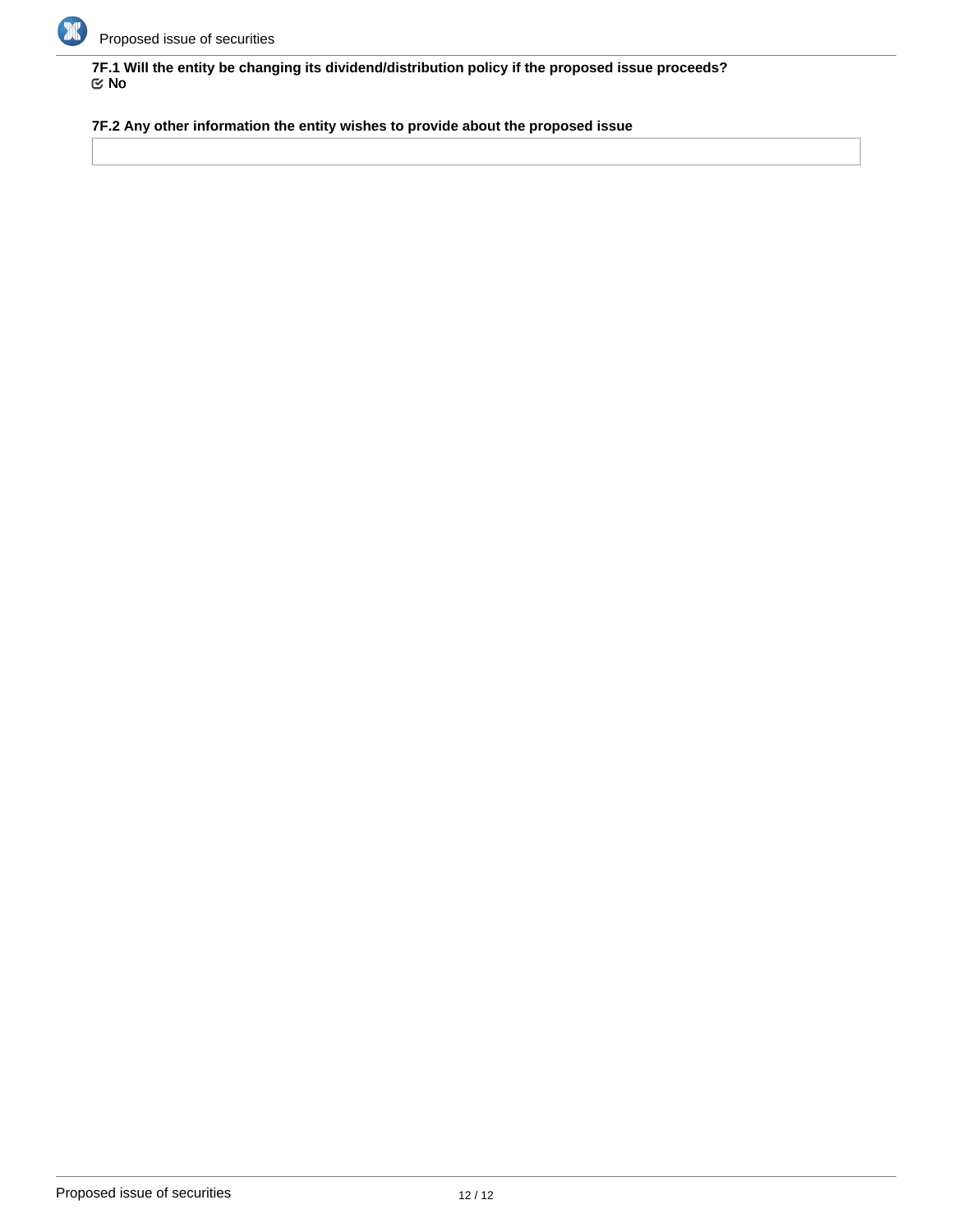**7F.1 Will the entity be changing its dividend/distribution policy if the proposed issue proceeds?**
☑ No

**7F.2 Any other information the entity wishes to provide about the proposed issue**